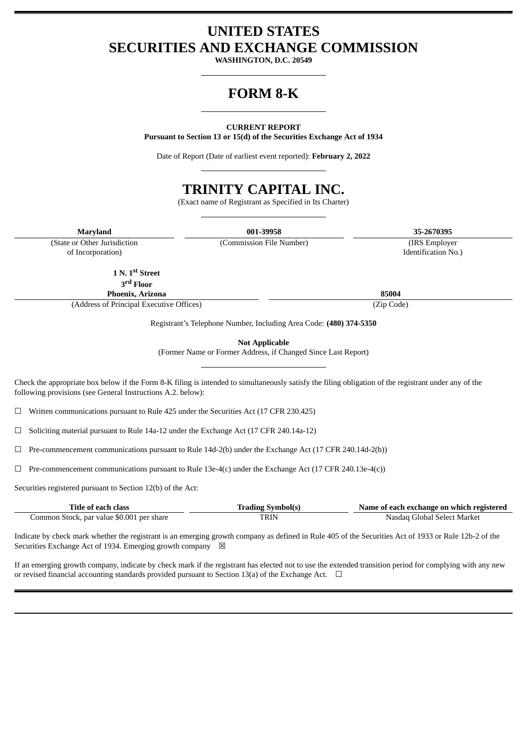# UNITED STATES
# SECURITIES AND EXCHANGE COMMISSION

**WASHINGTON, D.C. 20549**

# FORM 8-K

**CURRENT REPORT**
**Pursuant to Section 13 or 15(d) of the Securities Exchange Act of 1934**

Date of Report (Date of earliest event reported): **February 2, 2022**

# TRINITY CAPITAL INC.

(Exact name of Registrant as Specified in Its Charter)

| **Maryland** | **001-39958** | **35-2670395** |
|---|---|---|
| (State or Other Jurisdiction of Incorporation) | (Commission File Number) | (IRS Employer Identification No.) |

| **1 N. 1st Street 3rd Floor Phoenix, Arizona** | **85004** |
|---|---|
| (Address of Principal Executive Offices) | (Zip Code) |

Registrant's Telephone Number, Including Area Code: **(480) 374-5350**

**Not Applicable**
(Former Name or Former Address, if Changed Since Last Report)

Check the appropriate box below if the Form 8-K filing is intended to simultaneously satisfy the filing obligation of the registrant under any of the following provisions (see General Instructions A.2. below):

☐ Written communications pursuant to Rule 425 under the Securities Act (17 CFR 230.425)

☐ Soliciting material pursuant to Rule 14a-12 under the Exchange Act (17 CFR 240.14a-12)

☐ Pre-commencement communications pursuant to Rule 14d-2(b) under the Exchange Act (17 CFR 240.14d-2(b))

☐ Pre-commencement communications pursuant to Rule 13e-4(c) under the Exchange Act (17 CFR 240.13e-4(c))

Securities registered pursuant to Section 12(b) of the Act:

| Title of each class | Trading Symbol(s) | Name of each exchange on which registered |
|---|---|---|
| Common Stock, par value $0.001 per share | TRIN | Nasdaq Global Select Market |

Indicate by check mark whether the registrant is an emerging growth company as defined in Rule 405 of the Securities Act of 1933 or Rule 12b-2 of the Securities Exchange Act of 1934. Emerging growth company ☒

If an emerging growth company, indicate by check mark if the registrant has elected not to use the extended transition period for complying with any new or revised financial accounting standards provided pursuant to Section 13(a) of the Exchange Act. ☐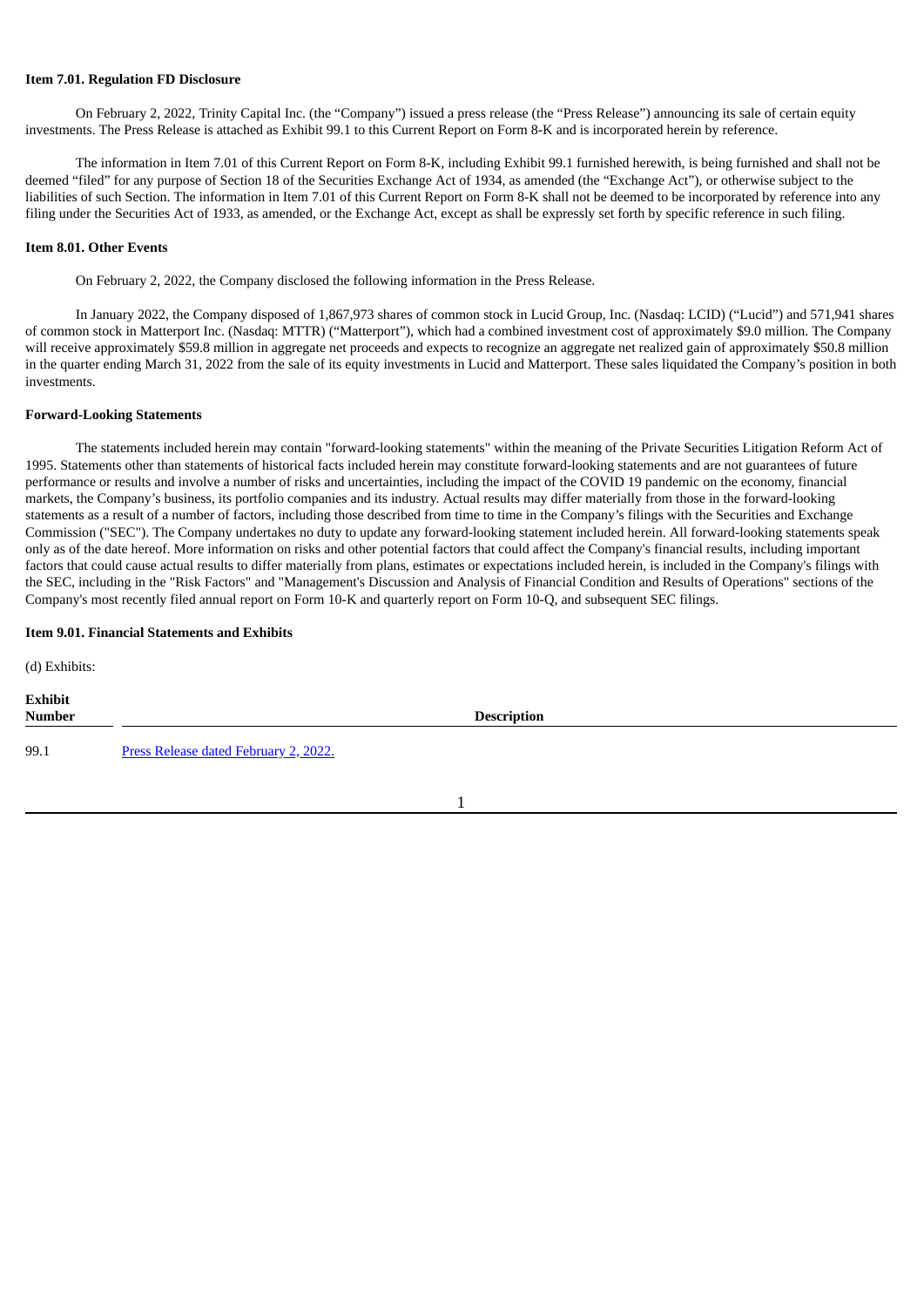**Item 7.01. Regulation FD Disclosure**

On February 2, 2022, Trinity Capital Inc. (the "Company") issued a press release (the "Press Release") announcing its sale of certain equity investments. The Press Release is attached as Exhibit 99.1 to this Current Report on Form 8-K and is incorporated herein by reference.

The information in Item 7.01 of this Current Report on Form 8-K, including Exhibit 99.1 furnished herewith, is being furnished and shall not be deemed "filed" for any purpose of Section 18 of the Securities Exchange Act of 1934, as amended (the "Exchange Act"), or otherwise subject to the liabilities of such Section. The information in Item 7.01 of this Current Report on Form 8-K shall not be deemed to be incorporated by reference into any filing under the Securities Act of 1933, as amended, or the Exchange Act, except as shall be expressly set forth by specific reference in such filing.

**Item 8.01. Other Events**

On February 2, 2022, the Company disclosed the following information in the Press Release.

In January 2022, the Company disposed of 1,867,973 shares of common stock in Lucid Group, Inc. (Nasdaq: LCID) ("Lucid") and 571,941 shares of common stock in Matterport Inc. (Nasdaq: MTTR) ("Matterport"), which had a combined investment cost of approximately $9.0 million. The Company will receive approximately $59.8 million in aggregate net proceeds and expects to recognize an aggregate net realized gain of approximately $50.8 million in the quarter ending March 31, 2022 from the sale of its equity investments in Lucid and Matterport. These sales liquidated the Company's position in both investments.

**Forward-Looking Statements**

The statements included herein may contain "forward-looking statements" within the meaning of the Private Securities Litigation Reform Act of 1995. Statements other than statements of historical facts included herein may constitute forward-looking statements and are not guarantees of future performance or results and involve a number of risks and uncertainties, including the impact of the COVID 19 pandemic on the economy, financial markets, the Company's business, its portfolio companies and its industry. Actual results may differ materially from those in the forward-looking statements as a result of a number of factors, including those described from time to time in the Company's filings with the Securities and Exchange Commission ("SEC"). The Company undertakes no duty to update any forward-looking statement included herein. All forward-looking statements speak only as of the date hereof. More information on risks and other potential factors that could affect the Company's financial results, including important factors that could cause actual results to differ materially from plans, estimates or expectations included herein, is included in the Company's filings with the SEC, including in the "Risk Factors" and "Management's Discussion and Analysis of Financial Condition and Results of Operations" sections of the Company's most recently filed annual report on Form 10-K and quarterly report on Form 10-Q, and subsequent SEC filings.

**Item 9.01. Financial Statements and Exhibits**

(d) Exhibits:

| Exhibit Number | Description |
|---|---|
| 99.1 | Press Release dated February 2, 2022. |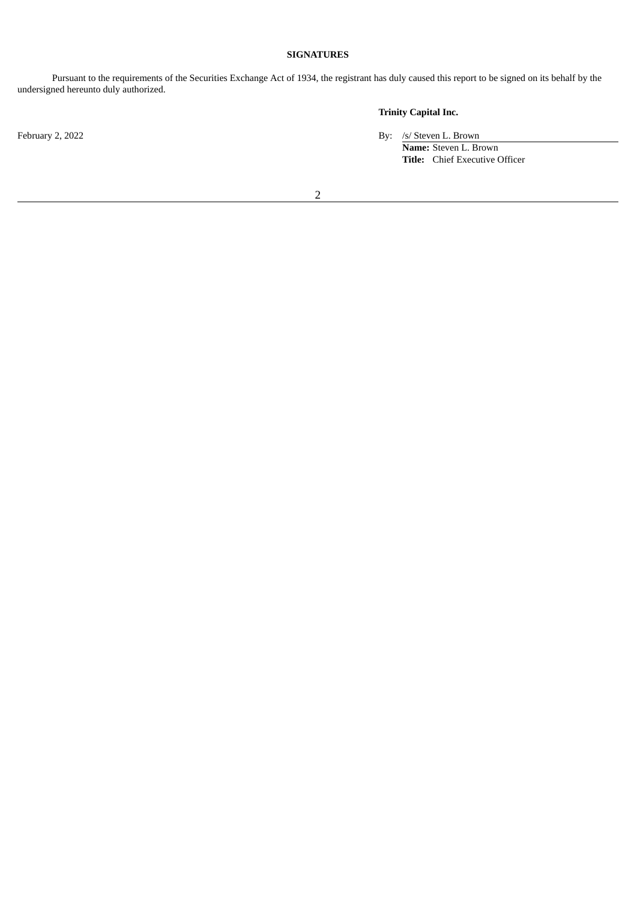**SIGNATURES**

Pursuant to the requirements of the Securities Exchange Act of 1934, the registrant has duly caused this report to be signed on its behalf by the undersigned hereunto duly authorized.

**Trinity Capital Inc.**

February 2, 2022

By: /s/ Steven L. Brown
**Name:** Steven L. Brown
**Title:** Chief Executive Officer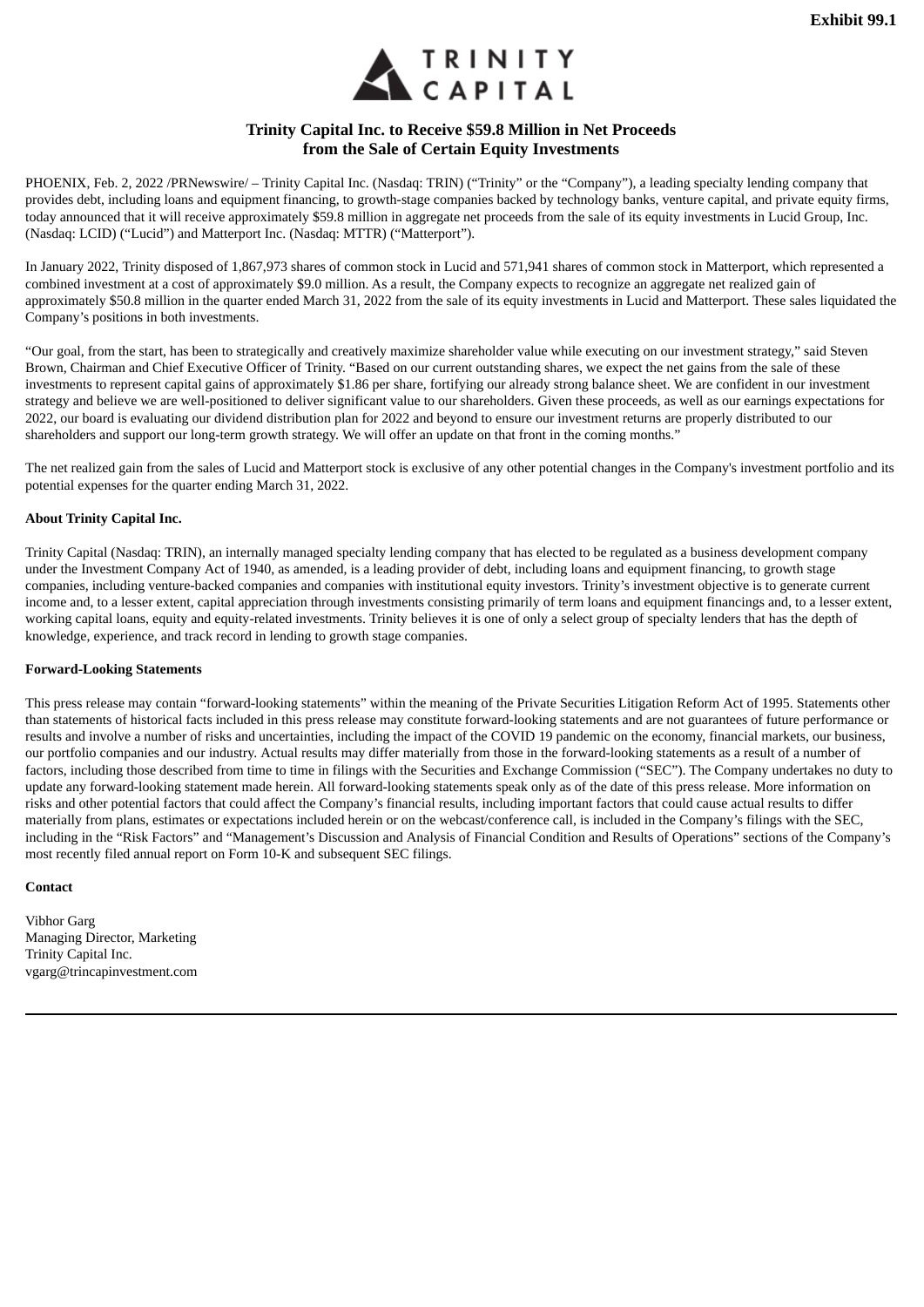**Exhibit 99.1**

# Trinity Capital Inc. to Receive $59.8 Million in Net Proceeds from the Sale of Certain Equity Investments

PHOENIX, Feb. 2, 2022 /PRNewswire/ – Trinity Capital Inc. (Nasdaq: TRIN) ("Trinity" or the "Company"), a leading specialty lending company that provides debt, including loans and equipment financing, to growth-stage companies backed by technology banks, venture capital, and private equity firms, today announced that it will receive approximately $59.8 million in aggregate net proceeds from the sale of its equity investments in Lucid Group, Inc. (Nasdaq: LCID) ("Lucid") and Matterport Inc. (Nasdaq: MTTR) ("Matterport").

In January 2022, Trinity disposed of 1,867,973 shares of common stock in Lucid and 571,941 shares of common stock in Matterport, which represented a combined investment at a cost of approximately $9.0 million. As a result, the Company expects to recognize an aggregate net realized gain of approximately $50.8 million in the quarter ended March 31, 2022 from the sale of its equity investments in Lucid and Matterport. These sales liquidated the Company's positions in both investments.

"Our goal, from the start, has been to strategically and creatively maximize shareholder value while executing on our investment strategy," said Steven Brown, Chairman and Chief Executive Officer of Trinity. "Based on our current outstanding shares, we expect the net gains from the sale of these investments to represent capital gains of approximately $1.86 per share, fortifying our already strong balance sheet. We are confident in our investment strategy and believe we are well-positioned to deliver significant value to our shareholders. Given these proceeds, as well as our earnings expectations for 2022, our board is evaluating our dividend distribution plan for 2022 and beyond to ensure our investment returns are properly distributed to our shareholders and support our long-term growth strategy. We will offer an update on that front in the coming months."

The net realized gain from the sales of Lucid and Matterport stock is exclusive of any other potential changes in the Company's investment portfolio and its potential expenses for the quarter ending March 31, 2022.

**About Trinity Capital Inc.**

Trinity Capital (Nasdaq: TRIN), an internally managed specialty lending company that has elected to be regulated as a business development company under the Investment Company Act of 1940, as amended, is a leading provider of debt, including loans and equipment financing, to growth stage companies, including venture-backed companies and companies with institutional equity investors. Trinity's investment objective is to generate current income and, to a lesser extent, capital appreciation through investments consisting primarily of term loans and equipment financings and, to a lesser extent, working capital loans, equity and equity-related investments. Trinity believes it is one of only a select group of specialty lenders that has the depth of knowledge, experience, and track record in lending to growth stage companies.

**Forward-Looking Statements**

This press release may contain "forward-looking statements" within the meaning of the Private Securities Litigation Reform Act of 1995. Statements other than statements of historical facts included in this press release may constitute forward-looking statements and are not guarantees of future performance or results and involve a number of risks and uncertainties, including the impact of the COVID 19 pandemic on the economy, financial markets, our business, our portfolio companies and our industry. Actual results may differ materially from those in the forward-looking statements as a result of a number of factors, including those described from time to time in filings with the Securities and Exchange Commission ("SEC"). The Company undertakes no duty to update any forward-looking statement made herein. All forward-looking statements speak only as of the date of this press release. More information on risks and other potential factors that could affect the Company's financial results, including important factors that could cause actual results to differ materially from plans, estimates or expectations included herein or on the webcast/conference call, is included in the Company's filings with the SEC, including in the "Risk Factors" and "Management's Discussion and Analysis of Financial Condition and Results of Operations" sections of the Company's most recently filed annual report on Form 10-K and subsequent SEC filings.

**Contact**

Vibhor Garg
Managing Director, Marketing
Trinity Capital Inc.
vgarg@trincapinvestment.com